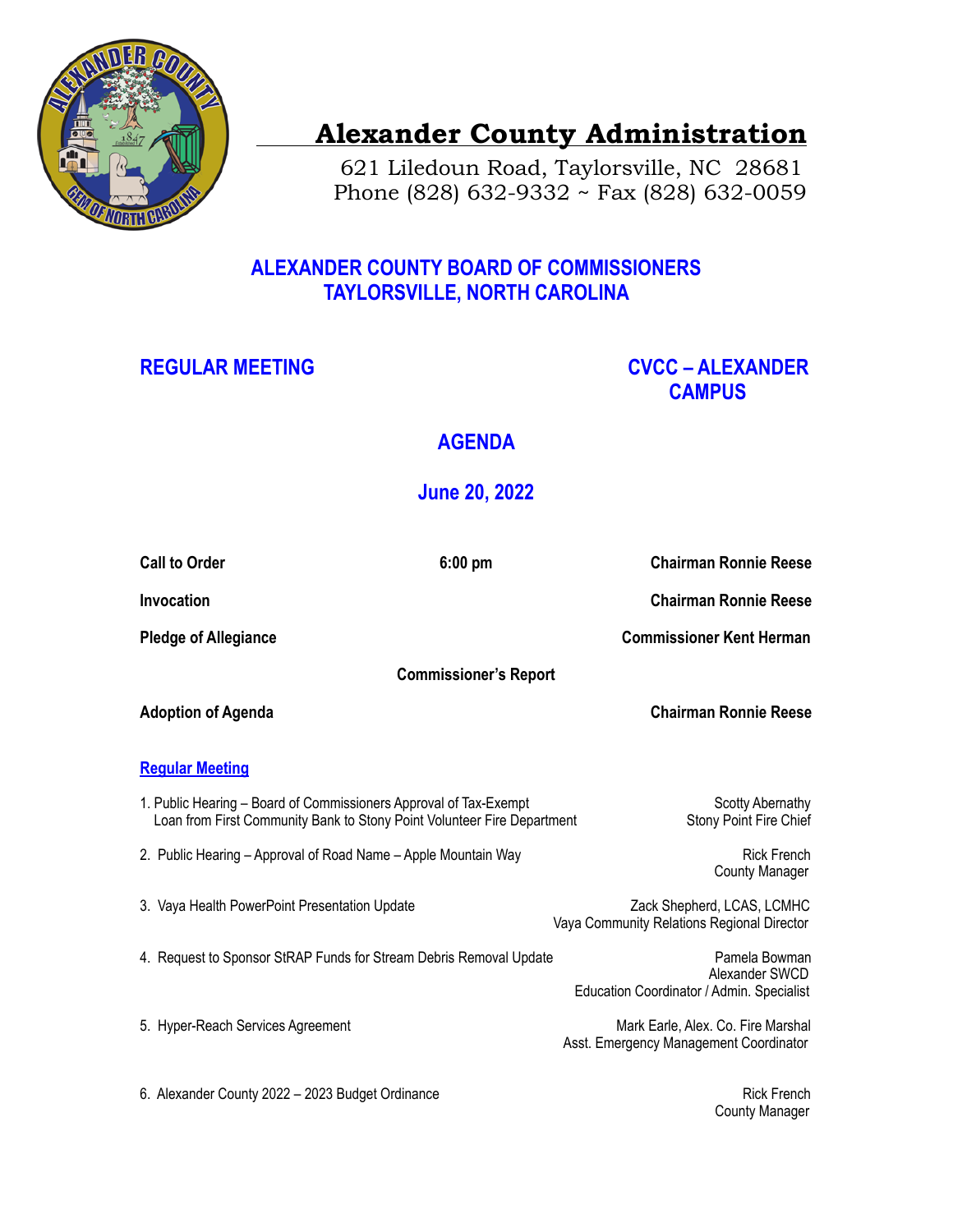# Alexander County Administration

621 Liledoun Road, Taylorsville, NC 28681
Phone (828) 632-9332 ~ Fax (828) 632-0059

## ALEXANDER COUNTY BOARD OF COMMISSIONERS
## TAYLORSVILLE, NORTH CAROLINA

**REGULAR MEETING** — **CVCC – ALEXANDER CAMPUS**

## AGENDA

## June 20, 2022

| | | |
|---|---|---|
| **Call to Order** | **6:00 pm** | **Chairman Ronnie Reese** |
| **Invocation** | | **Chairman Ronnie Reese** |
| **Pledge of Allegiance** | | **Commissioner Kent Herman** |
| | **Commissioner's Report** | |
| **Adoption of Agenda** | | **Chairman Ronnie Reese** |

**Regular Meeting**

1. Public Hearing – Board of Commissioners Approval of Tax-Exempt Loan from First Community Bank to Stony Point Volunteer Fire Department — Scotty Abernathy, Stony Point Fire Chief

2. Public Hearing – Approval of Road Name – Apple Mountain Way — Rick French, County Manager

3. Vaya Health PowerPoint Presentation Update — Zack Shepherd, LCAS, LCMHC, Vaya Community Relations Regional Director

4. Request to Sponsor StRAP Funds for Stream Debris Removal Update — Pamela Bowman, Alexander SWCD, Education Coordinator / Admin. Specialist

5. Hyper-Reach Services Agreement — Mark Earle, Alex. Co. Fire Marshal, Asst. Emergency Management Coordinator

6. Alexander County 2022 – 2023 Budget Ordinance — Rick French, County Manager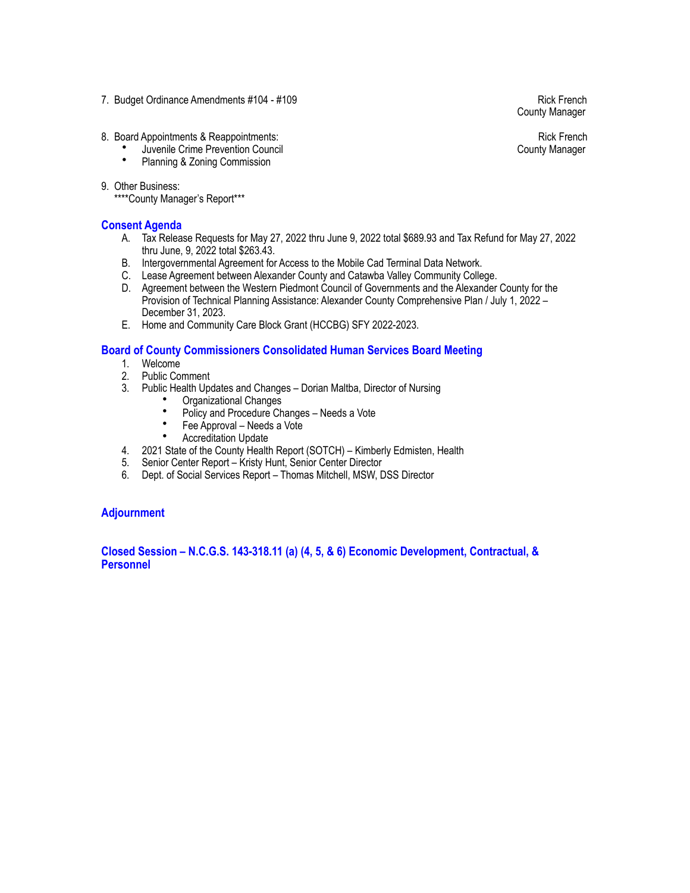7. Budget Ordinance Amendments #104 - #109 — Rick French, County Manager

8. Board Appointments & Reappointments: — Rick French, County Manager
    - Juvenile Crime Prevention Council
    - Planning & Zoning Commission

9. Other Business:
   ****County Manager's Report***

## Consent Agenda

A. Tax Release Requests for May 27, 2022 thru June 9, 2022 total $689.93 and Tax Refund for May 27, 2022 thru June, 9, 2022 total $263.43.
B. Intergovernmental Agreement for Access to the Mobile Cad Terminal Data Network.
C. Lease Agreement between Alexander County and Catawba Valley Community College.
D. Agreement between the Western Piedmont Council of Governments and the Alexander County for the Provision of Technical Planning Assistance: Alexander County Comprehensive Plan / July 1, 2022 – December 31, 2023.
E. Home and Community Care Block Grant (HCCBG) SFY 2022-2023.

## Board of County Commissioners Consolidated Human Services Board Meeting

1. Welcome
2. Public Comment
3. Public Health Updates and Changes – Dorian Maltba, Director of Nursing
    - Organizational Changes
    - Policy and Procedure Changes – Needs a Vote
    - Fee Approval – Needs a Vote
    - Accreditation Update
4. 2021 State of the County Health Report (SOTCH) – Kimberly Edmisten, Health
5. Senior Center Report – Kristy Hunt, Senior Center Director
6. Dept. of Social Services Report – Thomas Mitchell, MSW, DSS Director

## Adjournment

## Closed Session – N.C.G.S. 143-318.11 (a) (4, 5, & 6) Economic Development, Contractual, & Personnel